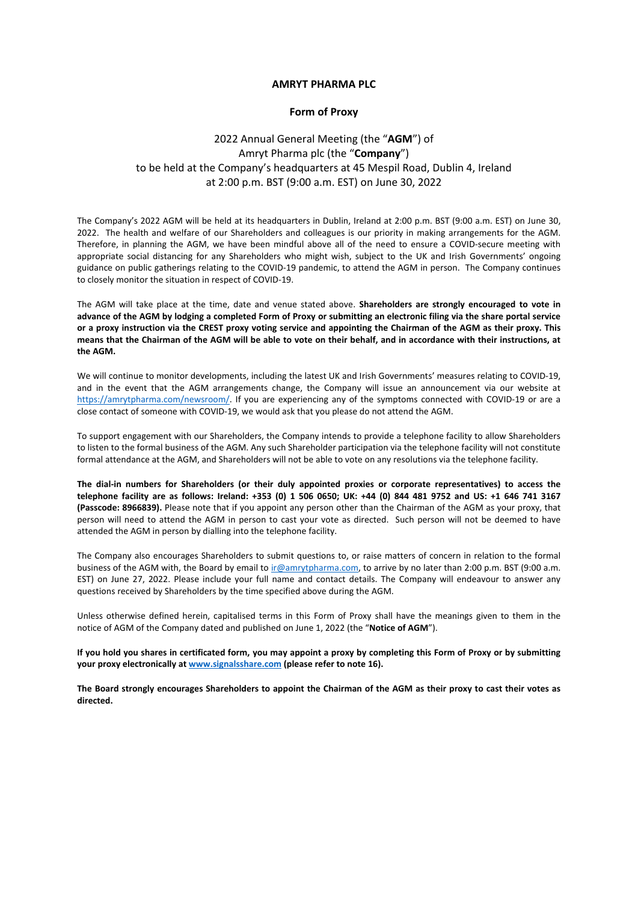# AMRYT PHARMA PLC

## Form of Proxy

2022 Annual General Meeting (the "**AGM**") of
Amryt Pharma plc (the "**Company**")
to be held at the Company's headquarters at 45 Mespil Road, Dublin 4, Ireland
at 2:00 p.m. BST (9:00 a.m. EST) on June 30, 2022

The Company's 2022 AGM will be held at its headquarters in Dublin, Ireland at 2:00 p.m. BST (9:00 a.m. EST) on June 30, 2022. The health and welfare of our Shareholders and colleagues is our priority in making arrangements for the AGM. Therefore, in planning the AGM, we have been mindful above all of the need to ensure a COVID-secure meeting with appropriate social distancing for any Shareholders who might wish, subject to the UK and Irish Governments' ongoing guidance on public gatherings relating to the COVID-19 pandemic, to attend the AGM in person. The Company continues to closely monitor the situation in respect of COVID-19.

The AGM will take place at the time, date and venue stated above. **Shareholders are strongly encouraged to vote in advance of the AGM by lodging a completed Form of Proxy or submitting an electronic filing via the share portal service or a proxy instruction via the CREST proxy voting service and appointing the Chairman of the AGM as their proxy. This means that the Chairman of the AGM will be able to vote on their behalf, and in accordance with their instructions, at the AGM.**

We will continue to monitor developments, including the latest UK and Irish Governments' measures relating to COVID-19, and in the event that the AGM arrangements change, the Company will issue an announcement via our website at https://amrytpharma.com/newsroom/. If you are experiencing any of the symptoms connected with COVID-19 or are a close contact of someone with COVID-19, we would ask that you please do not attend the AGM.

To support engagement with our Shareholders, the Company intends to provide a telephone facility to allow Shareholders to listen to the formal business of the AGM. Any such Shareholder participation via the telephone facility will not constitute formal attendance at the AGM, and Shareholders will not be able to vote on any resolutions via the telephone facility.

**The dial-in numbers for Shareholders (or their duly appointed proxies or corporate representatives) to access the telephone facility are as follows: Ireland: +353 (0) 1 506 0650; UK: +44 (0) 844 481 9752 and US: +1 646 741 3167 (Passcode: 8966839).** Please note that if you appoint any person other than the Chairman of the AGM as your proxy, that person will need to attend the AGM in person to cast your vote as directed. Such person will not be deemed to have attended the AGM in person by dialling into the telephone facility.

The Company also encourages Shareholders to submit questions to, or raise matters of concern in relation to the formal business of the AGM with, the Board by email to ir@amrytpharma.com, to arrive by no later than 2:00 p.m. BST (9:00 a.m. EST) on June 27, 2022. Please include your full name and contact details. The Company will endeavour to answer any questions received by Shareholders by the time specified above during the AGM.

Unless otherwise defined herein, capitalised terms in this Form of Proxy shall have the meanings given to them in the notice of AGM of the Company dated and published on June 1, 2022 (the "**Notice of AGM**").

**If you hold you shares in certificated form, you may appoint a proxy by completing this Form of Proxy or by submitting your proxy electronically at www.signalsshare.com (please refer to note 16).**

**The Board strongly encourages Shareholders to appoint the Chairman of the AGM as their proxy to cast their votes as directed.**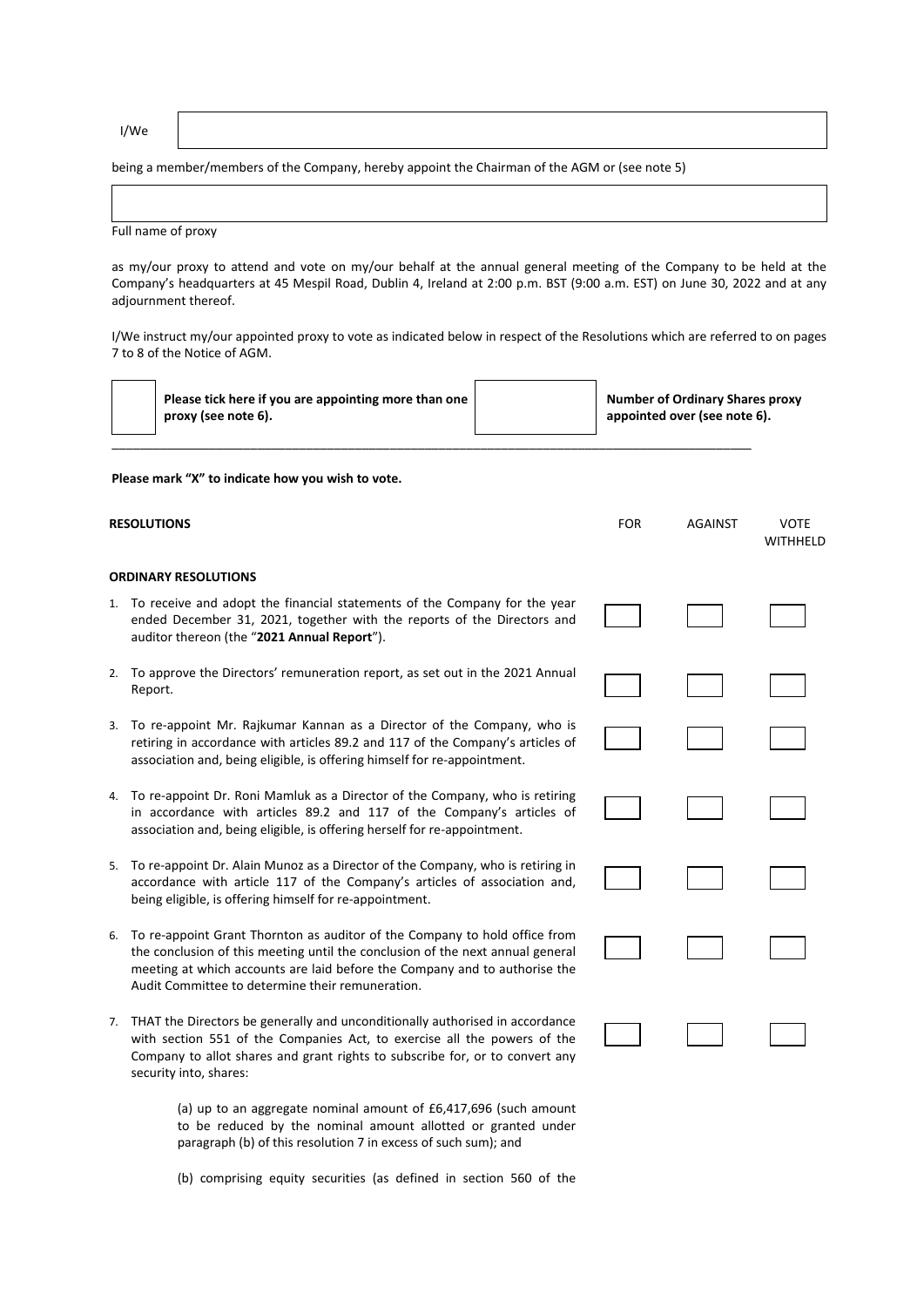I/We

being a member/members of the Company, hereby appoint the Chairman of the AGM or (see note 5)

Full name of proxy

as my/our proxy to attend and vote on my/our behalf at the annual general meeting of the Company to be held at the Company's headquarters at 45 Mespil Road, Dublin 4, Ireland at 2:00 p.m. BST (9:00 a.m. EST) on June 30, 2022 and at any adjournment thereof.

I/We instruct my/our appointed proxy to vote as indicated below in respect of the Resolutions which are referred to on pages 7 to 8 of the Notice of AGM.

| ☐ | **Please tick here if you are appointing more than one proxy (see note 6).** | ☐ | **Number of Ordinary Shares proxy appointed over (see note 6).** |
|---|---|---|---|

**Please mark "X" to indicate how you wish to vote.**

| **RESOLUTIONS** | FOR | AGAINST | VOTE WITHHELD |
|---|---|---|---|
| **ORDINARY RESOLUTIONS** | | | |
| 1. To receive and adopt the financial statements of the Company for the year ended December 31, 2021, together with the reports of the Directors and auditor thereon (the "**2021 Annual Report**"). | ☐ | ☐ | ☐ |
| 2. To approve the Directors' remuneration report, as set out in the 2021 Annual Report. | ☐ | ☐ | ☐ |
| 3. To re-appoint Mr. Rajkumar Kannan as a Director of the Company, who is retiring in accordance with articles 89.2 and 117 of the Company's articles of association and, being eligible, is offering himself for re-appointment. | ☐ | ☐ | ☐ |
| 4. To re-appoint Dr. Roni Mamluk as a Director of the Company, who is retiring in accordance with articles 89.2 and 117 of the Company's articles of association and, being eligible, is offering herself for re-appointment. | ☐ | ☐ | ☐ |
| 5. To re-appoint Dr. Alain Munoz as a Director of the Company, who is retiring in accordance with article 117 of the Company's articles of association and, being eligible, is offering himself for re-appointment. | ☐ | ☐ | ☐ |
| 6. To re-appoint Grant Thornton as auditor of the Company to hold office from the conclusion of this meeting until the conclusion of the next annual general meeting at which accounts are laid before the Company and to authorise the Audit Committee to determine their remuneration. | ☐ | ☐ | ☐ |
| 7. THAT the Directors be generally and unconditionally authorised in accordance with section 551 of the Companies Act, to exercise all the powers of the Company to allot shares and grant rights to subscribe for, or to convert any security into, shares: | ☐ | ☐ | ☐ |

(a) up to an aggregate nominal amount of £6,417,696 (such amount to be reduced by the nominal amount allotted or granted under paragraph (b) of this resolution 7 in excess of such sum); and

(b) comprising equity securities (as defined in section 560 of the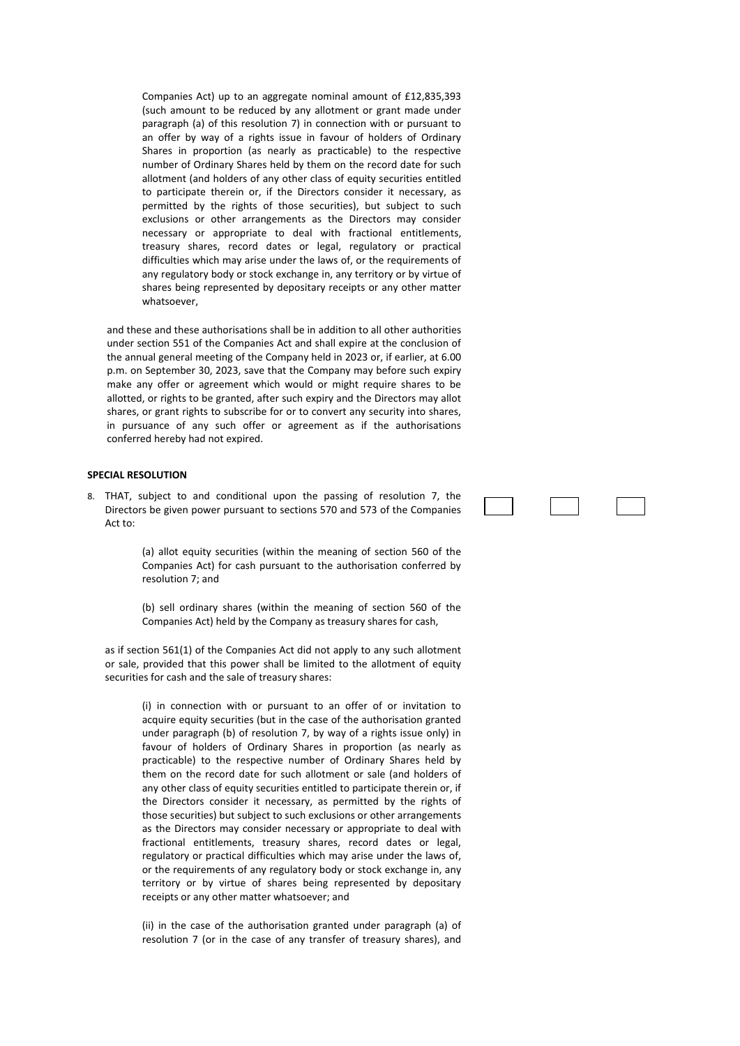Companies Act) up to an aggregate nominal amount of £12,835,393 (such amount to be reduced by any allotment or grant made under paragraph (a) of this resolution 7) in connection with or pursuant to an offer by way of a rights issue in favour of holders of Ordinary Shares in proportion (as nearly as practicable) to the respective number of Ordinary Shares held by them on the record date for such allotment (and holders of any other class of equity securities entitled to participate therein or, if the Directors consider it necessary, as permitted by the rights of those securities), but subject to such exclusions or other arrangements as the Directors may consider necessary or appropriate to deal with fractional entitlements, treasury shares, record dates or legal, regulatory or practical difficulties which may arise under the laws of, or the requirements of any regulatory body or stock exchange in, any territory or by virtue of shares being represented by depositary receipts or any other matter whatsoever,

and these and these authorisations shall be in addition to all other authorities under section 551 of the Companies Act and shall expire at the conclusion of the annual general meeting of the Company held in 2023 or, if earlier, at 6.00 p.m. on September 30, 2023, save that the Company may before such expiry make any offer or agreement which would or might require shares to be allotted, or rights to be granted, after such expiry and the Directors may allot shares, or grant rights to subscribe for or to convert any security into shares, in pursuance of any such offer or agreement as if the authorisations conferred hereby had not expired.

**SPECIAL RESOLUTION**

8. THAT, subject to and conditional upon the passing of resolution 7, the Directors be given power pursuant to sections 570 and 573 of the Companies Act to:

 (a) allot equity securities (within the meaning of section 560 of the Companies Act) for cash pursuant to the authorisation conferred by resolution 7; and

 (b) sell ordinary shares (within the meaning of section 560 of the Companies Act) held by the Company as treasury shares for cash,

as if section 561(1) of the Companies Act did not apply to any such allotment or sale, provided that this power shall be limited to the allotment of equity securities for cash and the sale of treasury shares:

 (i) in connection with or pursuant to an offer of or invitation to acquire equity securities (but in the case of the authorisation granted under paragraph (b) of resolution 7, by way of a rights issue only) in favour of holders of Ordinary Shares in proportion (as nearly as practicable) to the respective number of Ordinary Shares held by them on the record date for such allotment or sale (and holders of any other class of equity securities entitled to participate therein or, if the Directors consider it necessary, as permitted by the rights of those securities) but subject to such exclusions or other arrangements as the Directors may consider necessary or appropriate to deal with fractional entitlements, treasury shares, record dates or legal, regulatory or practical difficulties which may arise under the laws of, or the requirements of any regulatory body or stock exchange in, any territory or by virtue of shares being represented by depositary receipts or any other matter whatsoever; and

 (ii) in the case of the authorisation granted under paragraph (a) of resolution 7 (or in the case of any transfer of treasury shares), and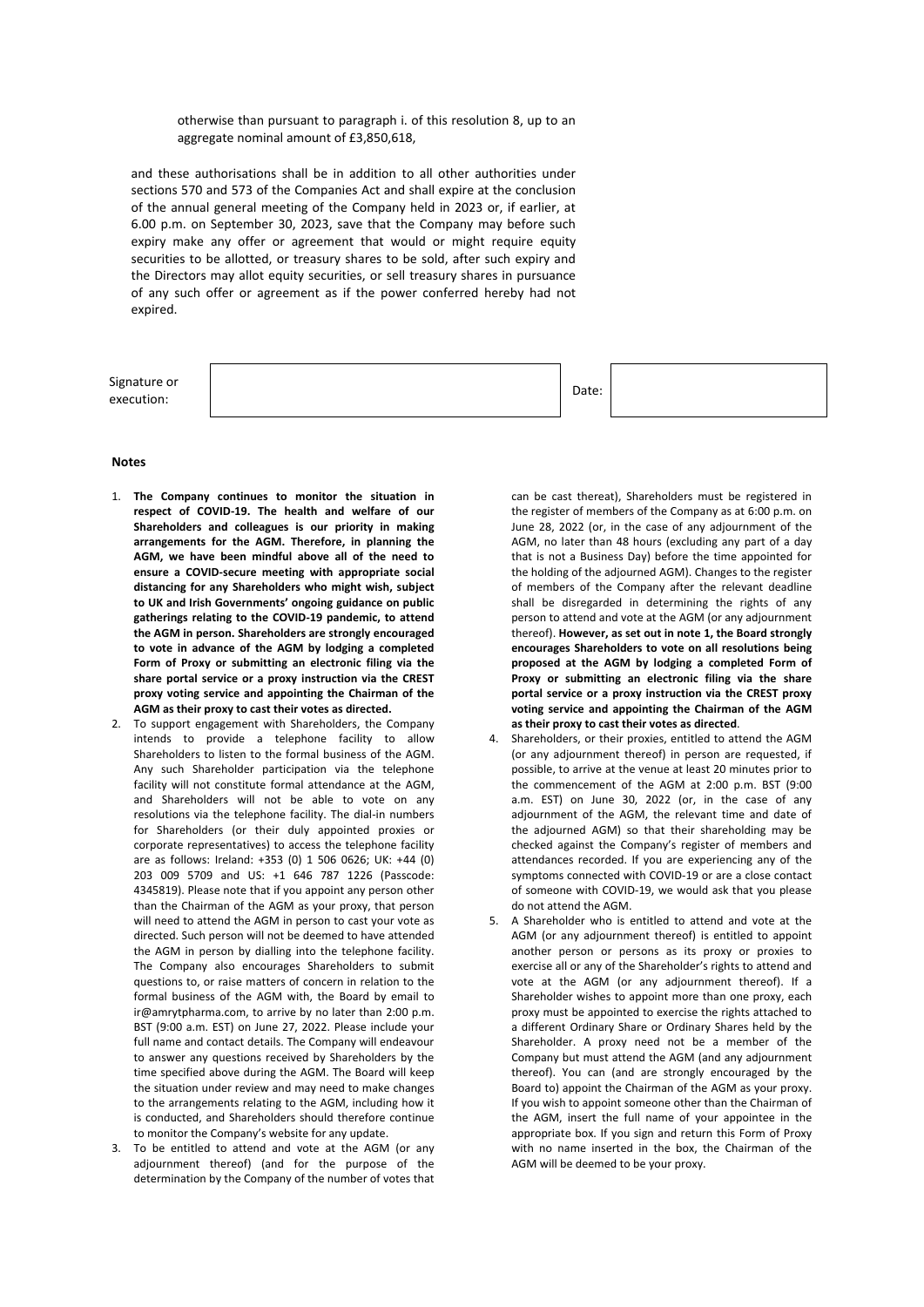otherwise than pursuant to paragraph i. of this resolution 8, up to an aggregate nominal amount of £3,850,618,

and these authorisations shall be in addition to all other authorities under sections 570 and 573 of the Companies Act and shall expire at the conclusion of the annual general meeting of the Company held in 2023 or, if earlier, at 6.00 p.m. on September 30, 2023, save that the Company may before such expiry make any offer or agreement that would or might require equity securities to be allotted, or treasury shares to be sold, after such expiry and the Directors may allot equity securities, or sell treasury shares in pursuance of any such offer or agreement as if the power conferred hereby had not expired.

| Signature or execution: | | Date: | |
|---|---|---|---|

**Notes**

1. **The Company continues to monitor the situation in respect of COVID-19. The health and welfare of our Shareholders and colleagues is our priority in making arrangements for the AGM. Therefore, in planning the AGM, we have been mindful above all of the need to ensure a COVID-secure meeting with appropriate social distancing for any Shareholders who might wish, subject to UK and Irish Governments' ongoing guidance on public gatherings relating to the COVID-19 pandemic, to attend the AGM in person. Shareholders are strongly encouraged to vote in advance of the AGM by lodging a completed Form of Proxy or submitting an electronic filing via the share portal service or a proxy instruction via the CREST proxy voting service and appointing the Chairman of the AGM as their proxy to cast their votes as directed.**
2. To support engagement with Shareholders, the Company intends to provide a telephone facility to allow Shareholders to listen to the formal business of the AGM. Any such Shareholder participation via the telephone facility will not constitute formal attendance at the AGM, and Shareholders will not be able to vote on any resolutions via the telephone facility. The dial-in numbers for Shareholders (or their duly appointed proxies or corporate representatives) to access the telephone facility are as follows: Ireland: +353 (0) 1 506 0626; UK: +44 (0) 203 009 5709 and US: +1 646 787 1226 (Passcode: 4345819). Please note that if you appoint any person other than the Chairman of the AGM as your proxy, that person will need to attend the AGM in person to cast your vote as directed. Such person will not be deemed to have attended the AGM in person by dialling into the telephone facility. The Company also encourages Shareholders to submit questions to, or raise matters of concern in relation to the formal business of the AGM with, the Board by email to ir@amrytpharma.com, to arrive by no later than 2:00 p.m. BST (9:00 a.m. EST) on June 27, 2022. Please include your full name and contact details. The Company will endeavour to answer any questions received by Shareholders by the time specified above during the AGM. The Board will keep the situation under review and may need to make changes to the arrangements relating to the AGM, including how it is conducted, and Shareholders should therefore continue to monitor the Company's website for any update.
3. To be entitled to attend and vote at the AGM (or any adjournment thereof) (and for the purpose of the determination by the Company of the number of votes that can be cast thereat), Shareholders must be registered in the register of members of the Company as at 6:00 p.m. on June 28, 2022 (or, in the case of any adjournment of the AGM, no later than 48 hours (excluding any part of a day that is not a Business Day) before the time appointed for the holding of the adjourned AGM). Changes to the register of members of the Company after the relevant deadline shall be disregarded in determining the rights of any person to attend and vote at the AGM (or any adjournment thereof). **However, as set out in note 1, the Board strongly encourages Shareholders to vote on all resolutions being proposed at the AGM by lodging a completed Form of Proxy or submitting an electronic filing via the share portal service or a proxy instruction via the CREST proxy voting service and appointing the Chairman of the AGM as their proxy to cast their votes as directed**.
4. Shareholders, or their proxies, entitled to attend the AGM (or any adjournment thereof) in person are requested, if possible, to arrive at the venue at least 20 minutes prior to the commencement of the AGM at 2:00 p.m. BST (9:00 a.m. EST) on June 30, 2022 (or, in the case of any adjournment of the AGM, the relevant time and date of the adjourned AGM) so that their shareholding may be checked against the Company's register of members and attendances recorded. If you are experiencing any of the symptoms connected with COVID-19 or are a close contact of someone with COVID-19, we would ask that you please do not attend the AGM.
5. A Shareholder who is entitled to attend and vote at the AGM (or any adjournment thereof) is entitled to appoint another person or persons as its proxy or proxies to exercise all or any of the Shareholder's rights to attend and vote at the AGM (or any adjournment thereof). If a Shareholder wishes to appoint more than one proxy, each proxy must be appointed to exercise the rights attached to a different Ordinary Share or Ordinary Shares held by the Shareholder. A proxy need not be a member of the Company but must attend the AGM (and any adjournment thereof). You can (and are strongly encouraged by the Board to) appoint the Chairman of the AGM as your proxy. If you wish to appoint someone other than the Chairman of the AGM, insert the full name of your appointee in the appropriate box. If you sign and return this Form of Proxy with no name inserted in the box, the Chairman of the AGM will be deemed to be your proxy.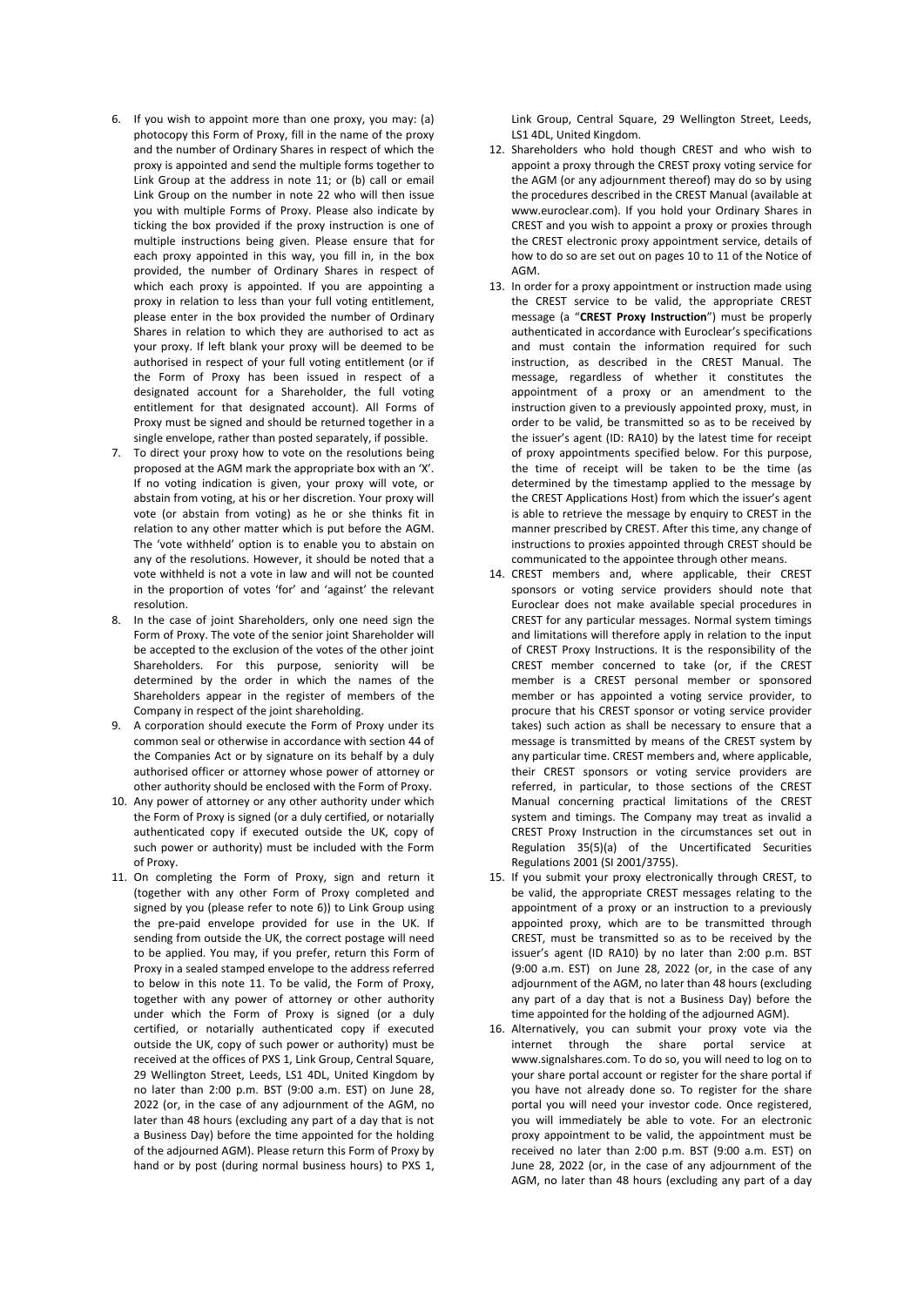6. If you wish to appoint more than one proxy, you may: (a) photocopy this Form of Proxy, fill in the name of the proxy and the number of Ordinary Shares in respect of which the proxy is appointed and send the multiple forms together to Link Group at the address in note 11; or (b) call or email Link Group on the number in note 22 who will then issue you with multiple Forms of Proxy. Please also indicate by ticking the box provided if the proxy instruction is one of multiple instructions being given. Please ensure that for each proxy appointed in this way, you fill in, in the box provided, the number of Ordinary Shares in respect of which each proxy is appointed. If you are appointing a proxy in relation to less than your full voting entitlement, please enter in the box provided the number of Ordinary Shares in relation to which they are authorised to act as your proxy. If left blank your proxy will be deemed to be authorised in respect of your full voting entitlement (or if the Form of Proxy has been issued in respect of a designated account for a Shareholder, the full voting entitlement for that designated account). All Forms of Proxy must be signed and should be returned together in a single envelope, rather than posted separately, if possible.
7. To direct your proxy how to vote on the resolutions being proposed at the AGM mark the appropriate box with an 'X'. If no voting indication is given, your proxy will vote, or abstain from voting, at his or her discretion. Your proxy will vote (or abstain from voting) as he or she thinks fit in relation to any other matter which is put before the AGM. The 'vote withheld' option is to enable you to abstain on any of the resolutions. However, it should be noted that a vote withheld is not a vote in law and will not be counted in the proportion of votes 'for' and 'against' the relevant resolution.
8. In the case of joint Shareholders, only one need sign the Form of Proxy. The vote of the senior joint Shareholder will be accepted to the exclusion of the votes of the other joint Shareholders. For this purpose, seniority will be determined by the order in which the names of the Shareholders appear in the register of members of the Company in respect of the joint shareholding.
9. A corporation should execute the Form of Proxy under its common seal or otherwise in accordance with section 44 of the Companies Act or by signature on its behalf by a duly authorised officer or attorney whose power of attorney or other authority should be enclosed with the Form of Proxy.
10. Any power of attorney or any other authority under which the Form of Proxy is signed (or a duly certified, or notarially authenticated copy if executed outside the UK, copy of such power or authority) must be included with the Form of Proxy.
11. On completing the Form of Proxy, sign and return it (together with any other Form of Proxy completed and signed by you (please refer to note 6)) to Link Group using the pre-paid envelope provided for use in the UK. If sending from outside the UK, the correct postage will need to be applied. You may, if you prefer, return this Form of Proxy in a sealed stamped envelope to the address referred to below in this note 11. To be valid, the Form of Proxy, together with any power of attorney or other authority under which the Form of Proxy is signed (or a duly certified, or notarially authenticated copy if executed outside the UK, copy of such power or authority) must be received at the offices of PXS 1, Link Group, Central Square, 29 Wellington Street, Leeds, LS1 4DL, United Kingdom by no later than 2:00 p.m. BST (9:00 a.m. EST) on June 28, 2022 (or, in the case of any adjournment of the AGM, no later than 48 hours (excluding any part of a day that is not a Business Day) before the time appointed for the holding of the adjourned AGM). Please return this Form of Proxy by hand or by post (during normal business hours) to PXS 1, Link Group, Central Square, 29 Wellington Street, Leeds, LS1 4DL, United Kingdom.
12. Shareholders who hold though CREST and who wish to appoint a proxy through the CREST proxy voting service for the AGM (or any adjournment thereof) may do so by using the procedures described in the CREST Manual (available at www.euroclear.com). If you hold your Ordinary Shares in CREST and you wish to appoint a proxy or proxies through the CREST electronic proxy appointment service, details of how to do so are set out on pages 10 to 11 of the Notice of AGM.
13. In order for a proxy appointment or instruction made using the CREST service to be valid, the appropriate CREST message (a "**CREST Proxy Instruction**") must be properly authenticated in accordance with Euroclear's specifications and must contain the information required for such instruction, as described in the CREST Manual. The message, regardless of whether it constitutes the appointment of a proxy or an amendment to the instruction given to a previously appointed proxy, must, in order to be valid, be transmitted so as to be received by the issuer's agent (ID: RA10) by the latest time for receipt of proxy appointments specified below. For this purpose, the time of receipt will be taken to be the time (as determined by the timestamp applied to the message by the CREST Applications Host) from which the issuer's agent is able to retrieve the message by enquiry to CREST in the manner prescribed by CREST. After this time, any change of instructions to proxies appointed through CREST should be communicated to the appointee through other means.
14. CREST members and, where applicable, their CREST sponsors or voting service providers should note that Euroclear does not make available special procedures in CREST for any particular messages. Normal system timings and limitations will therefore apply in relation to the input of CREST Proxy Instructions. It is the responsibility of the CREST member concerned to take (or, if the CREST member is a CREST personal member or sponsored member or has appointed a voting service provider, to procure that his CREST sponsor or voting service provider takes) such action as shall be necessary to ensure that a message is transmitted by means of the CREST system by any particular time. CREST members and, where applicable, their CREST sponsors or voting service providers are referred, in particular, to those sections of the CREST Manual concerning practical limitations of the CREST system and timings. The Company may treat as invalid a CREST Proxy Instruction in the circumstances set out in Regulation 35(5)(a) of the Uncertificated Securities Regulations 2001 (SI 2001/3755).
15. If you submit your proxy electronically through CREST, to be valid, the appropriate CREST messages relating to the appointment of a proxy or an instruction to a previously appointed proxy, which are to be transmitted through CREST, must be transmitted so as to be received by the issuer's agent (ID RA10) by no later than 2:00 p.m. BST (9:00 a.m. EST) on June 28, 2022 (or, in the case of any adjournment of the AGM, no later than 48 hours (excluding any part of a day that is not a Business Day) before the time appointed for the holding of the adjourned AGM).
16. Alternatively, you can submit your proxy vote via the internet through the share portal service at www.signalshares.com. To do so, you will need to log on to your share portal account or register for the share portal if you have not already done so. To register for the share portal you will need your investor code. Once registered, you will immediately be able to vote. For an electronic proxy appointment to be valid, the appointment must be received no later than 2:00 p.m. BST (9:00 a.m. EST) on June 28, 2022 (or, in the case of any adjournment of the AGM, no later than 48 hours (excluding any part of a day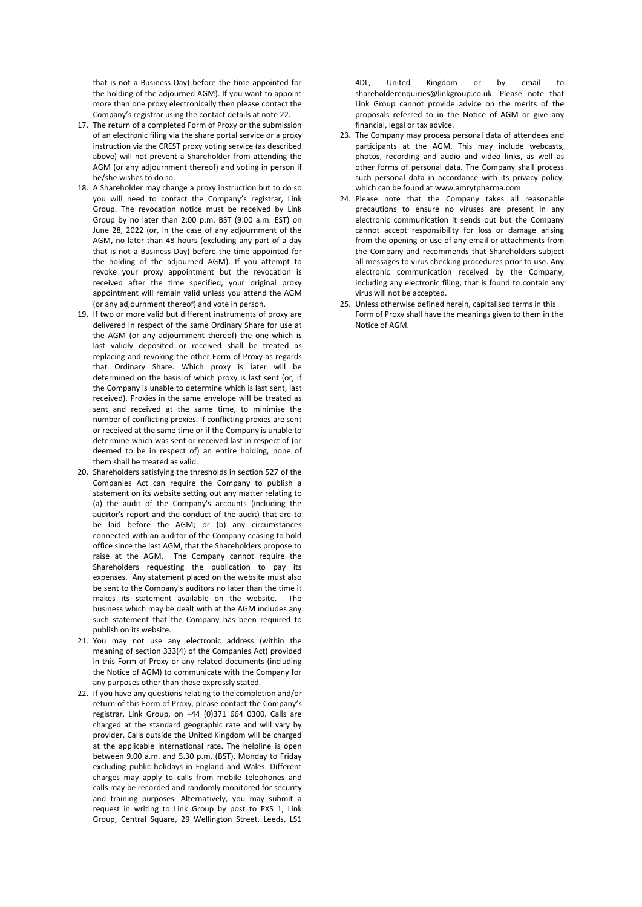that is not a Business Day) before the time appointed for the holding of the adjourned AGM). If you want to appoint more than one proxy electronically then please contact the Company's registrar using the contact details at note 22.

17. The return of a completed Form of Proxy or the submission of an electronic filing via the share portal service or a proxy instruction via the CREST proxy voting service (as described above) will not prevent a Shareholder from attending the AGM (or any adjournment thereof) and voting in person if he/she wishes to do so.
18. A Shareholder may change a proxy instruction but to do so you will need to contact the Company's registrar, Link Group. The revocation notice must be received by Link Group by no later than 2:00 p.m. BST (9:00 a.m. EST) on June 28, 2022 (or, in the case of any adjournment of the AGM, no later than 48 hours (excluding any part of a day that is not a Business Day) before the time appointed for the holding of the adjourned AGM). If you attempt to revoke your proxy appointment but the revocation is received after the time specified, your original proxy appointment will remain valid unless you attend the AGM (or any adjournment thereof) and vote in person.
19. If two or more valid but different instruments of proxy are delivered in respect of the same Ordinary Share for use at the AGM (or any adjournment thereof) the one which is last validly deposited or received shall be treated as replacing and revoking the other Form of Proxy as regards that Ordinary Share. Which proxy is later will be determined on the basis of which proxy is last sent (or, if the Company is unable to determine which is last sent, last received). Proxies in the same envelope will be treated as sent and received at the same time, to minimise the number of conflicting proxies. If conflicting proxies are sent or received at the same time or if the Company is unable to determine which was sent or received last in respect of (or deemed to be in respect of) an entire holding, none of them shall be treated as valid.
20. Shareholders satisfying the thresholds in section 527 of the Companies Act can require the Company to publish a statement on its website setting out any matter relating to (a) the audit of the Company's accounts (including the auditor's report and the conduct of the audit) that are to be laid before the AGM; or (b) any circumstances connected with an auditor of the Company ceasing to hold office since the last AGM, that the Shareholders propose to raise at the AGM. The Company cannot require the Shareholders requesting the publication to pay its expenses. Any statement placed on the website must also be sent to the Company's auditors no later than the time it makes its statement available on the website. The business which may be dealt with at the AGM includes any such statement that the Company has been required to publish on its website.
21. You may not use any electronic address (within the meaning of section 333(4) of the Companies Act) provided in this Form of Proxy or any related documents (including the Notice of AGM) to communicate with the Company for any purposes other than those expressly stated.
22. If you have any questions relating to the completion and/or return of this Form of Proxy, please contact the Company's registrar, Link Group, on +44 (0)371 664 0300. Calls are charged at the standard geographic rate and will vary by provider. Calls outside the United Kingdom will be charged at the applicable international rate. The helpline is open between 9.00 a.m. and 5.30 p.m. (BST), Monday to Friday excluding public holidays in England and Wales. Different charges may apply to calls from mobile telephones and calls may be recorded and randomly monitored for security and training purposes. Alternatively, you may submit a request in writing to Link Group by post to PXS 1, Link Group, Central Square, 29 Wellington Street, Leeds, LS1 4DL, United Kingdom or by email to shareholderenquiries@linkgroup.co.uk. Please note that Link Group cannot provide advice on the merits of the proposals referred to in the Notice of AGM or give any financial, legal or tax advice.
23. The Company may process personal data of attendees and participants at the AGM. This may include webcasts, photos, recording and audio and video links, as well as other forms of personal data. The Company shall process such personal data in accordance with its privacy policy, which can be found at www.amrytpharma.com
24. Please note that the Company takes all reasonable precautions to ensure no viruses are present in any electronic communication it sends out but the Company cannot accept responsibility for loss or damage arising from the opening or use of any email or attachments from the Company and recommends that Shareholders subject all messages to virus checking procedures prior to use. Any electronic communication received by the Company, including any electronic filing, that is found to contain any virus will not be accepted.
25. Unless otherwise defined herein, capitalised terms in this Form of Proxy shall have the meanings given to them in the Notice of AGM.